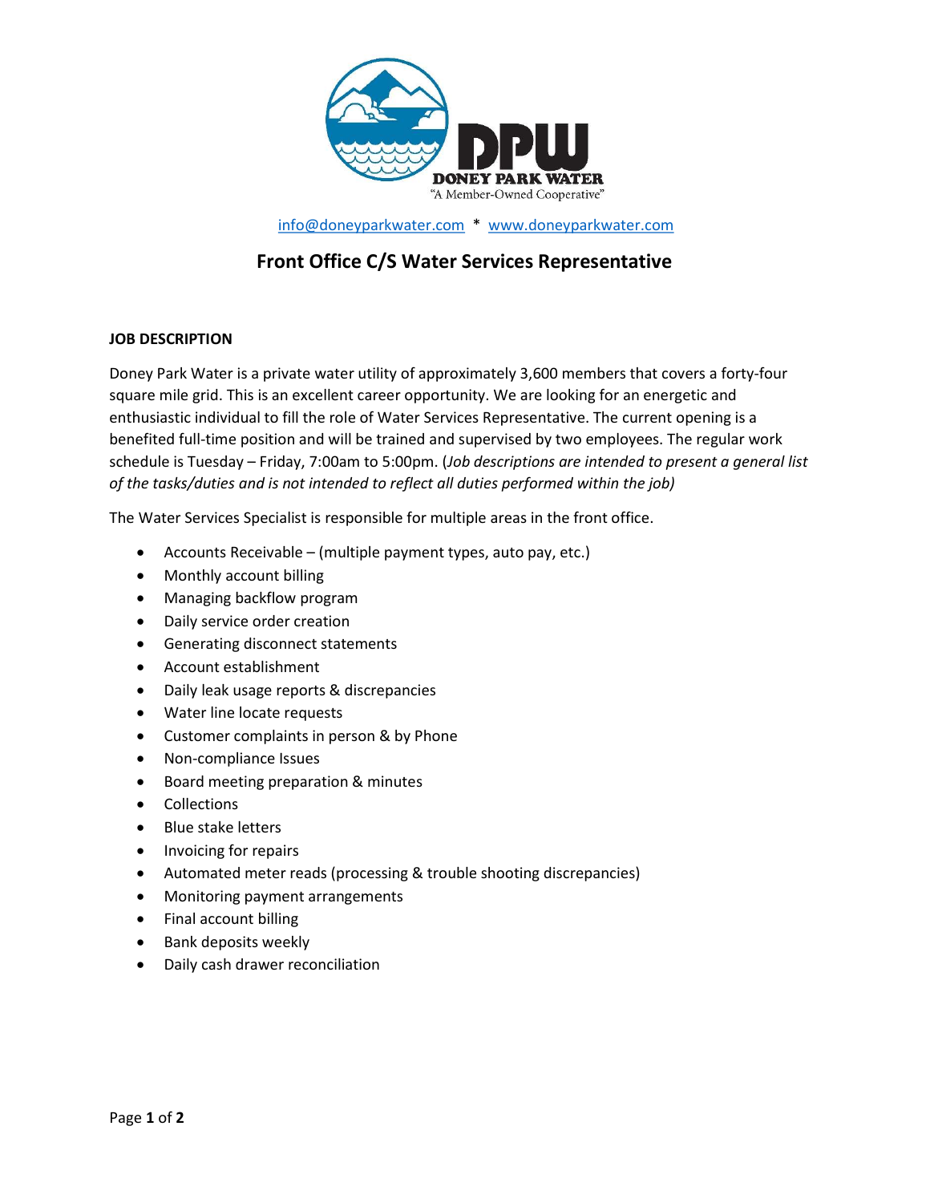DONEY PARK WATER

"A Member-Owned Cooperative"

info@doneyparkwater.com * www.doneyparkwater.com

# Front Office C/S Water Services Representative

## JOB DESCRIPTION

Doney Park Water is a private water utility of approximately 3,600 members that covers a forty-four square mile grid. This is an excellent career opportunity. We are looking for an energetic and enthusiastic individual to fill the role of Water Services Representative. The current opening is a benefited full-time position and will be trained and supervised by two employees. The regular work schedule is Tuesday – Friday, 7:00am to 5:00pm. (*Job descriptions are intended to present a general list of the tasks/duties and is not intended to reflect all duties performed within the job)*

The Water Services Specialist is responsible for multiple areas in the front office.

- Accounts Receivable – (multiple payment types, auto pay, etc.)
- Monthly account billing
- Managing backflow program
- Daily service order creation
- Generating disconnect statements
- Account establishment
- Daily leak usage reports & discrepancies
- Water line locate requests
- Customer complaints in person & by Phone
- Non-compliance Issues
- Board meeting preparation & minutes
- Collections
- Blue stake letters
- Invoicing for repairs
- Automated meter reads (processing & trouble shooting discrepancies)
- Monitoring payment arrangements
- Final account billing
- Bank deposits weekly
- Daily cash drawer reconciliation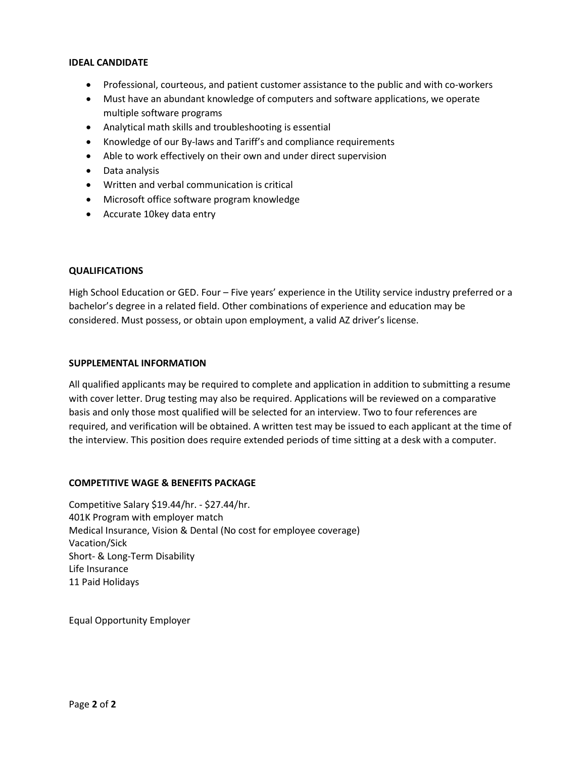### IDEAL CANDIDATE

- Professional, courteous, and patient customer assistance to the public and with co-workers
- Must have an abundant knowledge of computers and software applications, we operate multiple software programs
- Analytical math skills and troubleshooting is essential
- Knowledge of our By-laws and Tariff's and compliance requirements
- Able to work effectively on their own and under direct supervision
- Data analysis
- Written and verbal communication is critical
- Microsoft office software program knowledge
- Accurate 10key data entry

### QUALIFICATIONS

High School Education or GED. Four – Five years' experience in the Utility service industry preferred or a bachelor's degree in a related field. Other combinations of experience and education may be considered. Must possess, or obtain upon employment, a valid AZ driver's license.

### SUPPLEMENTAL INFORMATION

All qualified applicants may be required to complete and application in addition to submitting a resume with cover letter. Drug testing may also be required. Applications will be reviewed on a comparative basis and only those most qualified will be selected for an interview. Two to four references are required, and verification will be obtained. A written test may be issued to each applicant at the time of the interview. This position does require extended periods of time sitting at a desk with a computer.

### COMPETITIVE WAGE & BENEFITS PACKAGE

Competitive Salary $19.44/hr. - $27.44/hr.
401K Program with employer match
Medical Insurance, Vision & Dental (No cost for employee coverage)
Vacation/Sick
Short- & Long-Term Disability
Life Insurance
11 Paid Holidays

Equal Opportunity Employer